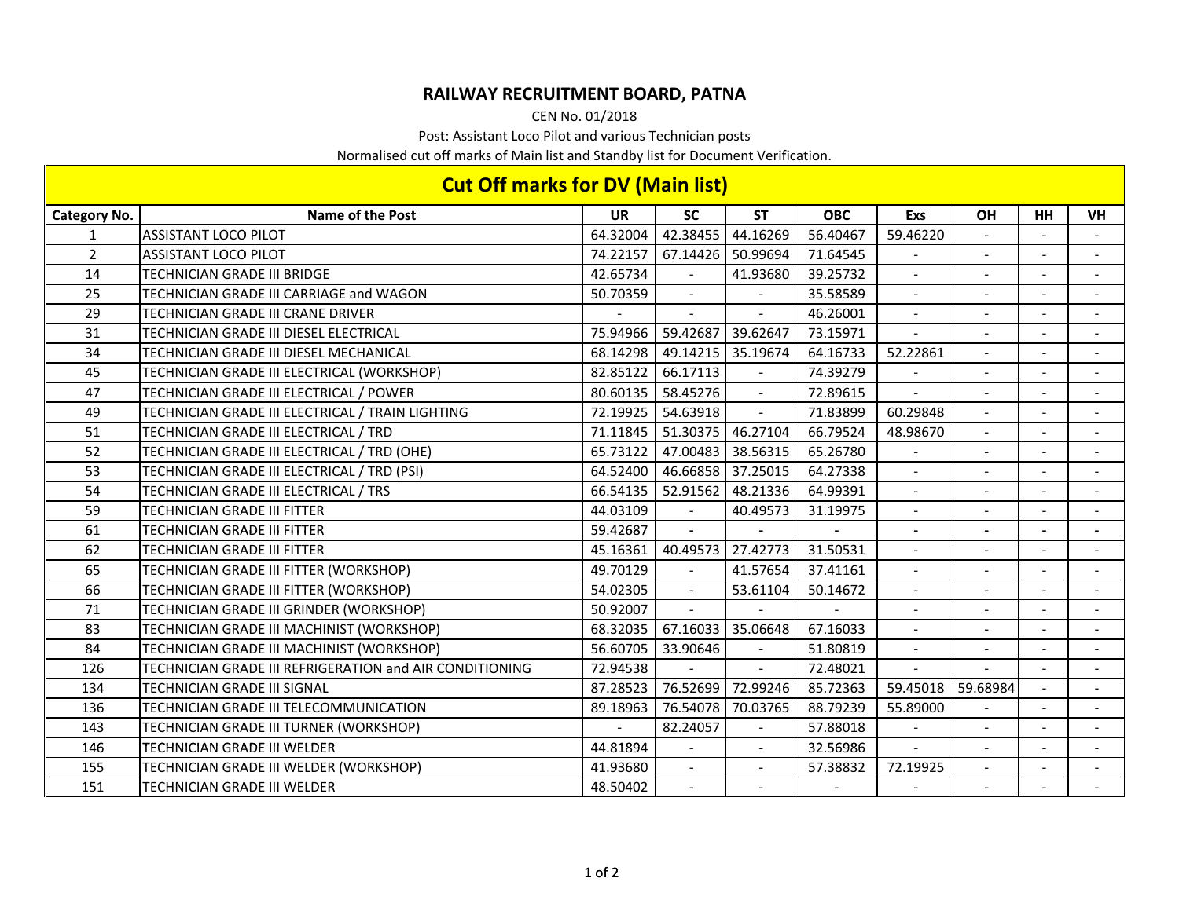# RAILWAY RECRUITMENT BOARD, PATNA

CEN No. 01/2018

Post: Assistant Loco Pilot and various Technician posts

Normalised cut off marks of Main list and Standby list for Document Verification.

## Cut Off marks for DV (Main list)

| Category No. | Name of the Post | UR | SC | ST | OBC | Exs | OH | HH | VH |
|---|---|---|---|---|---|---|---|---|---|
| 1 | ASSISTANT LOCO PILOT | 64.32004 | 42.38455 | 44.16269 | 56.40467 | 59.46220 | - | - | - |
| 2 | ASSISTANT LOCO PILOT | 74.22157 | 67.14426 | 50.99694 | 71.64545 | - | - | - | - |
| 14 | TECHNICIAN GRADE III BRIDGE | 42.65734 | - | 41.93680 | 39.25732 | - | - | - | - |
| 25 | TECHNICIAN GRADE III CARRIAGE and WAGON | 50.70359 | - | - | 35.58589 | - | - | - | - |
| 29 | TECHNICIAN GRADE III CRANE DRIVER | - | - | - | 46.26001 | - | - | - | - |
| 31 | TECHNICIAN GRADE III DIESEL ELECTRICAL | 75.94966 | 59.42687 | 39.62647 | 73.15971 | - | - | - | - |
| 34 | TECHNICIAN GRADE III DIESEL MECHANICAL | 68.14298 | 49.14215 | 35.19674 | 64.16733 | 52.22861 | - | - | - |
| 45 | TECHNICIAN GRADE III ELECTRICAL (WORKSHOP) | 82.85122 | 66.17113 | - | 74.39279 | - | - | - | - |
| 47 | TECHNICIAN GRADE III ELECTRICAL / POWER | 80.60135 | 58.45276 | - | 72.89615 | - | - | - | - |
| 49 | TECHNICIAN GRADE III ELECTRICAL / TRAIN LIGHTING | 72.19925 | 54.63918 | - | 71.83899 | 60.29848 | - | - | - |
| 51 | TECHNICIAN GRADE III ELECTRICAL / TRD | 71.11845 | 51.30375 | 46.27104 | 66.79524 | 48.98670 | - | - | - |
| 52 | TECHNICIAN GRADE III ELECTRICAL / TRD (OHE) | 65.73122 | 47.00483 | 38.56315 | 65.26780 | - | - | - | - |
| 53 | TECHNICIAN GRADE III ELECTRICAL / TRD (PSI) | 64.52400 | 46.66858 | 37.25015 | 64.27338 | - | - | - | - |
| 54 | TECHNICIAN GRADE III ELECTRICAL / TRS | 66.54135 | 52.91562 | 48.21336 | 64.99391 | - | - | - | - |
| 59 | TECHNICIAN GRADE III FITTER | 44.03109 | - | 40.49573 | 31.19975 | - | - | - | - |
| 61 | TECHNICIAN GRADE III FITTER | 59.42687 | - | - | - | - | - | - | - |
| 62 | TECHNICIAN GRADE III FITTER | 45.16361 | 40.49573 | 27.42773 | 31.50531 | - | - | - | - |
| 65 | TECHNICIAN GRADE III FITTER (WORKSHOP) | 49.70129 | - | 41.57654 | 37.41161 | - | - | - | - |
| 66 | TECHNICIAN GRADE III FITTER (WORKSHOP) | 54.02305 | - | 53.61104 | 50.14672 | - | - | - | - |
| 71 | TECHNICIAN GRADE III GRINDER (WORKSHOP) | 50.92007 | - | - | - | - | - | - | - |
| 83 | TECHNICIAN GRADE III MACHINIST (WORKSHOP) | 68.32035 | 67.16033 | 35.06648 | 67.16033 | - | - | - | - |
| 84 | TECHNICIAN GRADE III MACHINIST (WORKSHOP) | 56.60705 | 33.90646 | - | 51.80819 | - | - | - | - |
| 126 | TECHNICIAN GRADE III REFRIGERATION and AIR CONDITIONING | 72.94538 | - | - | 72.48021 | - | - | - | - |
| 134 | TECHNICIAN GRADE III SIGNAL | 87.28523 | 76.52699 | 72.99246 | 85.72363 | 59.45018 | 59.68984 | - | - |
| 136 | TECHNICIAN GRADE III TELECOMMUNICATION | 89.18963 | 76.54078 | 70.03765 | 88.79239 | 55.89000 | - | - | - |
| 143 | TECHNICIAN GRADE III TURNER (WORKSHOP) | - | 82.24057 | - | 57.88018 | - | - | - | - |
| 146 | TECHNICIAN GRADE III WELDER | 44.81894 | - | - | 32.56986 | - | - | - | - |
| 155 | TECHNICIAN GRADE III WELDER (WORKSHOP) | 41.93680 | - | - | 57.38832 | 72.19925 | - | - | - |
| 151 | TECHNICIAN GRADE III WELDER | 48.50402 | - | - | - | - | - | - | - |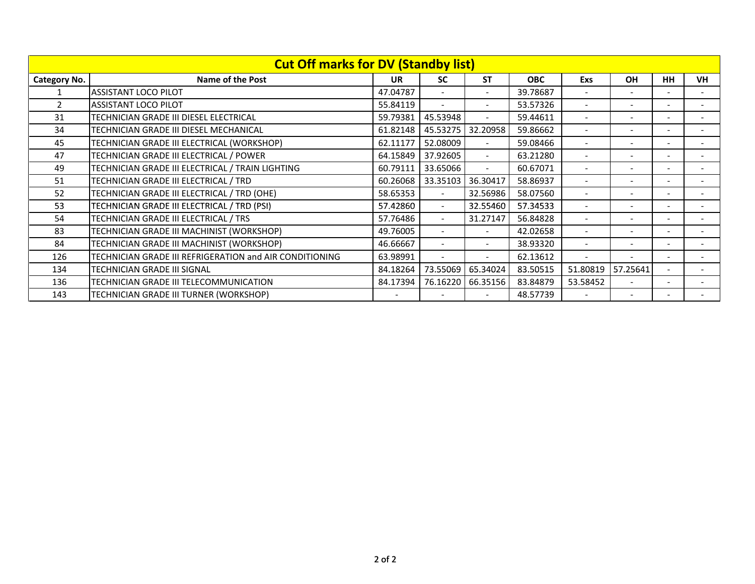## Cut Off marks for DV (Standby list)

| Category No. | Name of the Post | UR | SC | ST | OBC | Exs | OH | HH | VH |
|---|---|---|---|---|---|---|---|---|---|
| 1 | ASSISTANT LOCO PILOT | 47.04787 | - | - | 39.78687 | - | - | - | - |
| 2 | ASSISTANT LOCO PILOT | 55.84119 | - | - | 53.57326 | - | - | - | - |
| 31 | TECHNICIAN GRADE III DIESEL ELECTRICAL | 59.79381 | 45.53948 | - | 59.44611 | - | - | - | - |
| 34 | TECHNICIAN GRADE III DIESEL MECHANICAL | 61.82148 | 45.53275 | 32.20958 | 59.86662 | - | - | - | - |
| 45 | TECHNICIAN GRADE III ELECTRICAL (WORKSHOP) | 62.11177 | 52.08009 | - | 59.08466 | - | - | - | - |
| 47 | TECHNICIAN GRADE III ELECTRICAL / POWER | 64.15849 | 37.92605 | - | 63.21280 | - | - | - | - |
| 49 | TECHNICIAN GRADE III ELECTRICAL / TRAIN LIGHTING | 60.79111 | 33.65066 | - | 60.67071 | - | - | - | - |
| 51 | TECHNICIAN GRADE III ELECTRICAL / TRD | 60.26068 | 33.35103 | 36.30417 | 58.86937 | - | - | - | - |
| 52 | TECHNICIAN GRADE III ELECTRICAL / TRD (OHE) | 58.65353 | - | 32.56986 | 58.07560 | - | - | - | - |
| 53 | TECHNICIAN GRADE III ELECTRICAL / TRD (PSI) | 57.42860 | - | 32.55460 | 57.34533 | - | - | - | - |
| 54 | TECHNICIAN GRADE III ELECTRICAL / TRS | 57.76486 | - | 31.27147 | 56.84828 | - | - | - | - |
| 83 | TECHNICIAN GRADE III MACHINIST (WORKSHOP) | 49.76005 | - | - | 42.02658 | - | - | - | - |
| 84 | TECHNICIAN GRADE III MACHINIST (WORKSHOP) | 46.66667 | - | - | 38.93320 | - | - | - | - |
| 126 | TECHNICIAN GRADE III REFRIGERATION and AIR CONDITIONING | 63.98991 | - | - | 62.13612 | - | - | - | - |
| 134 | TECHNICIAN GRADE III SIGNAL | 84.18264 | 73.55069 | 65.34024 | 83.50515 | 51.80819 | 57.25641 | - | - |
| 136 | TECHNICIAN GRADE III TELECOMMUNICATION | 84.17394 | 76.16220 | 66.35156 | 83.84879 | 53.58452 | - | - | - |
| 143 | TECHNICIAN GRADE III TURNER (WORKSHOP) | - | - | - | 48.57739 | - | - | - | - |